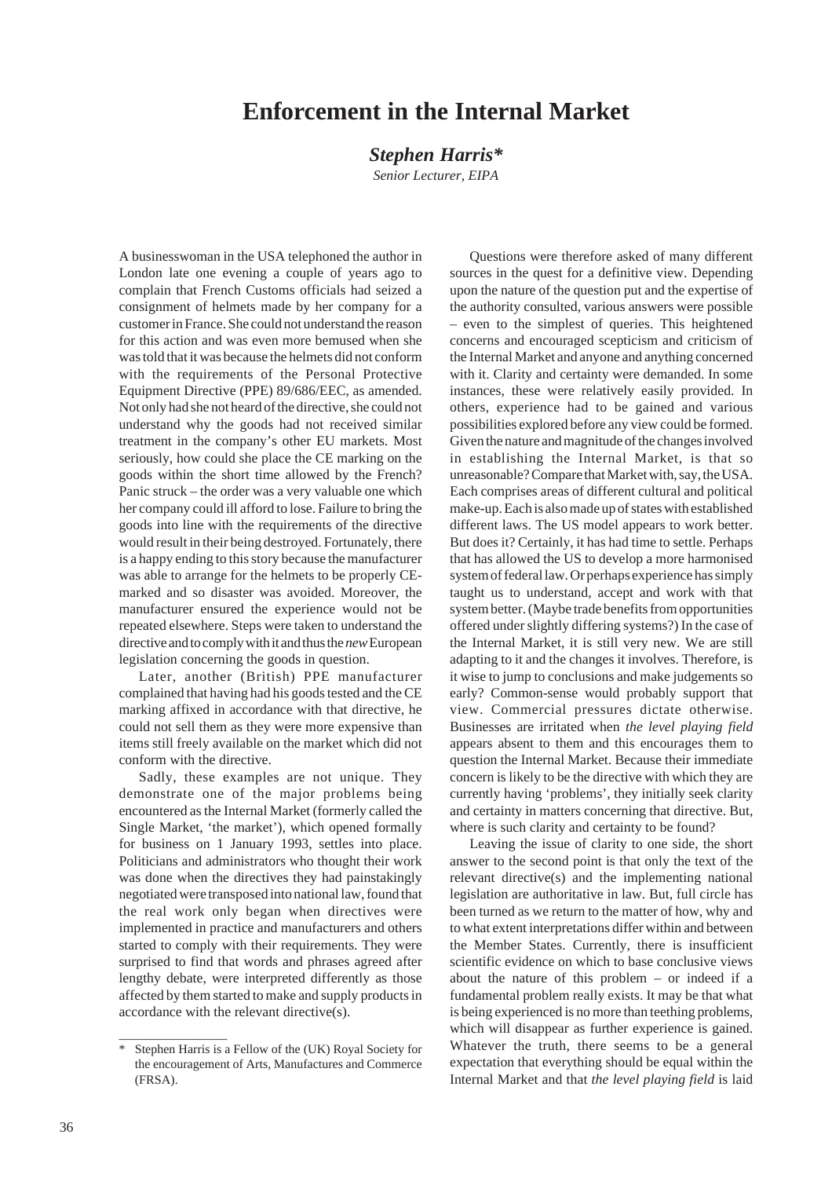# Enforcement in the Internal Market

***Stephen Harris****

*Senior Lecturer, EIPA*

A businesswoman in the USA telephoned the author in London late one evening a couple of years ago to complain that French Customs officials had seized a consignment of helmets made by her company for a customer in France. She could not understand the reason for this action and was even more bemused when she was told that it was because the helmets did not conform with the requirements of the Personal Protective Equipment Directive (PPE) 89/686/EEC, as amended. Not only had she not heard of the directive, she could not understand why the goods had not received similar treatment in the company's other EU markets. Most seriously, how could she place the CE marking on the goods within the short time allowed by the French? Panic struck – the order was a very valuable one which her company could ill afford to lose. Failure to bring the goods into line with the requirements of the directive would result in their being destroyed. Fortunately, there is a happy ending to this story because the manufacturer was able to arrange for the helmets to be properly CE-marked and so disaster was avoided. Moreover, the manufacturer ensured the experience would not be repeated elsewhere. Steps were taken to understand the directive and to comply with it and thus the *new* European legislation concerning the goods in question.

Later, another (British) PPE manufacturer complained that having had his goods tested and the CE marking affixed in accordance with that directive, he could not sell them as they were more expensive than items still freely available on the market which did not conform with the directive.

Sadly, these examples are not unique. They demonstrate one of the major problems being encountered as the Internal Market (formerly called the Single Market, 'the market'), which opened formally for business on 1 January 1993, settles into place. Politicians and administrators who thought their work was done when the directives they had painstakingly negotiated were transposed into national law, found that the real work only began when directives were implemented in practice and manufacturers and others started to comply with their requirements. They were surprised to find that words and phrases agreed after lengthy debate, were interpreted differently as those affected by them started to make and supply products in accordance with the relevant directive(s).

Questions were therefore asked of many different sources in the quest for a definitive view. Depending upon the nature of the question put and the expertise of the authority consulted, various answers were possible – even to the simplest of queries. This heightened concerns and encouraged scepticism and criticism of the Internal Market and anyone and anything concerned with it. Clarity and certainty were demanded. In some instances, these were relatively easily provided. In others, experience had to be gained and various possibilities explored before any view could be formed. Given the nature and magnitude of the changes involved in establishing the Internal Market, is that so unreasonable? Compare that Market with, say, the USA. Each comprises areas of different cultural and political make-up. Each is also made up of states with established different laws. The US model appears to work better. But does it? Certainly, it has had time to settle. Perhaps that has allowed the US to develop a more harmonised system of federal law. Or perhaps experience has simply taught us to understand, accept and work with that system better. (Maybe trade benefits from opportunities offered under slightly differing systems?) In the case of the Internal Market, it is still very new. We are still adapting to it and the changes it involves. Therefore, is it wise to jump to conclusions and make judgements so early? Common-sense would probably support that view. Commercial pressures dictate otherwise. Businesses are irritated when *the level playing field* appears absent to them and this encourages them to question the Internal Market. Because their immediate concern is likely to be the directive with which they are currently having 'problems', they initially seek clarity and certainty in matters concerning that directive. But, where is such clarity and certainty to be found?

Leaving the issue of clarity to one side, the short answer to the second point is that only the text of the relevant directive(s) and the implementing national legislation are authoritative in law. But, full circle has been turned as we return to the matter of how, why and to what extent interpretations differ within and between the Member States. Currently, there is insufficient scientific evidence on which to base conclusive views about the nature of this problem – or indeed if a fundamental problem really exists. It may be that what is being experienced is no more than teething problems, which will disappear as further experience is gained. Whatever the truth, there seems to be a general expectation that everything should be equal within the Internal Market and that *the level playing field* is laid

---

\* Stephen Harris is a Fellow of the (UK) Royal Society for the encouragement of Arts, Manufactures and Commerce (FRSA).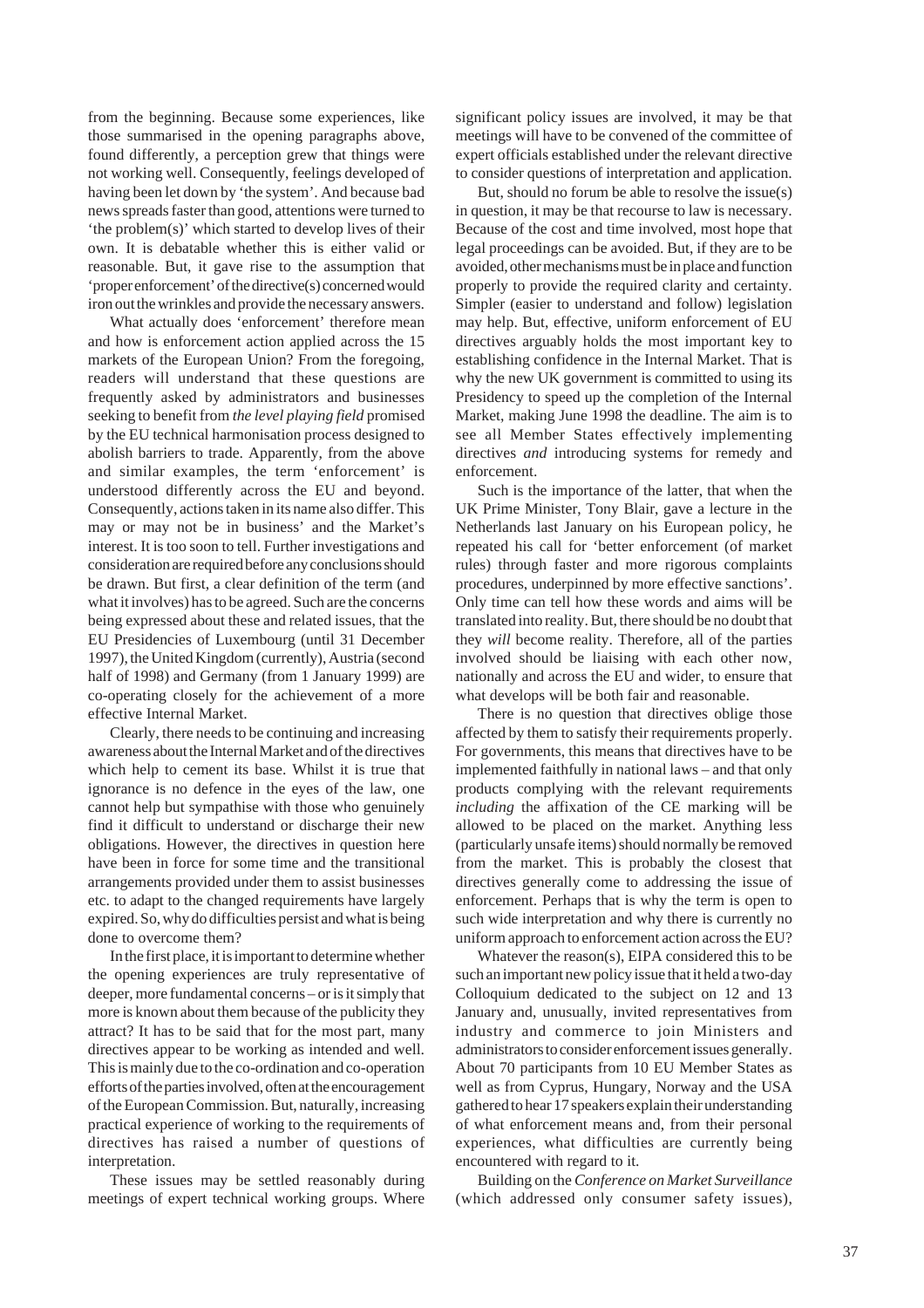from the beginning. Because some experiences, like those summarised in the opening paragraphs above, found differently, a perception grew that things were not working well. Consequently, feelings developed of having been let down by 'the system'. And because bad news spreads faster than good, attentions were turned to 'the problem(s)' which started to develop lives of their own. It is debatable whether this is either valid or reasonable. But, it gave rise to the assumption that 'proper enforcement' of the directive(s) concerned would iron out the wrinkles and provide the necessary answers.

What actually does 'enforcement' therefore mean and how is enforcement action applied across the 15 markets of the European Union? From the foregoing, readers will understand that these questions are frequently asked by administrators and businesses seeking to benefit from *the level playing field* promised by the EU technical harmonisation process designed to abolish barriers to trade. Apparently, from the above and similar examples, the term 'enforcement' is understood differently across the EU and beyond. Consequently, actions taken in its name also differ. This may or may not be in business' and the Market's interest. It is too soon to tell. Further investigations and consideration are required before any conclusions should be drawn. But first, a clear definition of the term (and what it involves) has to be agreed. Such are the concerns being expressed about these and related issues, that the EU Presidencies of Luxembourg (until 31 December 1997), the United Kingdom (currently), Austria (second half of 1998) and Germany (from 1 January 1999) are co-operating closely for the achievement of a more effective Internal Market.

Clearly, there needs to be continuing and increasing awareness about the Internal Market and of the directives which help to cement its base. Whilst it is true that ignorance is no defence in the eyes of the law, one cannot help but sympathise with those who genuinely find it difficult to understand or discharge their new obligations. However, the directives in question here have been in force for some time and the transitional arrangements provided under them to assist businesses etc. to adapt to the changed requirements have largely expired. So, why do difficulties persist and what is being done to overcome them?

In the first place, it is important to determine whether the opening experiences are truly representative of deeper, more fundamental concerns – or is it simply that more is known about them because of the publicity they attract? It has to be said that for the most part, many directives appear to be working as intended and well. This is mainly due to the co-ordination and co-operation efforts of the parties involved, often at the encouragement of the European Commission. But, naturally, increasing practical experience of working to the requirements of directives has raised a number of questions of interpretation.

These issues may be settled reasonably during meetings of expert technical working groups. Where significant policy issues are involved, it may be that meetings will have to be convened of the committee of expert officials established under the relevant directive to consider questions of interpretation and application.

But, should no forum be able to resolve the issue(s) in question, it may be that recourse to law is necessary. Because of the cost and time involved, most hope that legal proceedings can be avoided. But, if they are to be avoided, other mechanisms must be in place and function properly to provide the required clarity and certainty. Simpler (easier to understand and follow) legislation may help. But, effective, uniform enforcement of EU directives arguably holds the most important key to establishing confidence in the Internal Market. That is why the new UK government is committed to using its Presidency to speed up the completion of the Internal Market, making June 1998 the deadline. The aim is to see all Member States effectively implementing directives *and* introducing systems for remedy and enforcement.

Such is the importance of the latter, that when the UK Prime Minister, Tony Blair, gave a lecture in the Netherlands last January on his European policy, he repeated his call for 'better enforcement (of market rules) through faster and more rigorous complaints procedures, underpinned by more effective sanctions'. Only time can tell how these words and aims will be translated into reality. But, there should be no doubt that they *will* become reality. Therefore, all of the parties involved should be liaising with each other now, nationally and across the EU and wider, to ensure that what develops will be both fair and reasonable.

There is no question that directives oblige those affected by them to satisfy their requirements properly. For governments, this means that directives have to be implemented faithfully in national laws – and that only products complying with the relevant requirements *including* the affixation of the CE marking will be allowed to be placed on the market. Anything less (particularly unsafe items) should normally be removed from the market. This is probably the closest that directives generally come to addressing the issue of enforcement. Perhaps that is why the term is open to such wide interpretation and why there is currently no uniform approach to enforcement action across the EU?

Whatever the reason(s), EIPA considered this to be such an important new policy issue that it held a two-day Colloquium dedicated to the subject on 12 and 13 January and, unusually, invited representatives from industry and commerce to join Ministers and administrators to consider enforcement issues generally. About 70 participants from 10 EU Member States as well as from Cyprus, Hungary, Norway and the USA gathered to hear 17 speakers explain their understanding of what enforcement means and, from their personal experiences, what difficulties are currently being encountered with regard to it.

Building on the *Conference on Market Surveillance* (which addressed only consumer safety issues),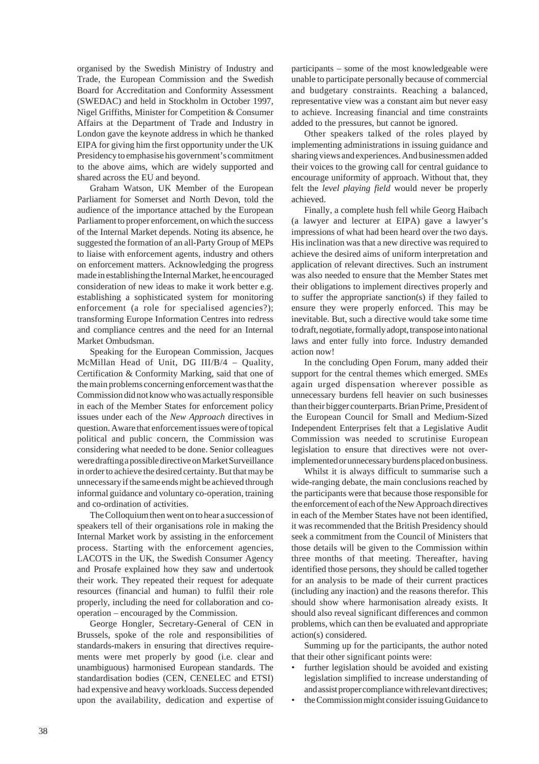organised by the Swedish Ministry of Industry and Trade, the European Commission and the Swedish Board for Accreditation and Conformity Assessment (SWEDAC) and held in Stockholm in October 1997, Nigel Griffiths, Minister for Competition & Consumer Affairs at the Department of Trade and Industry in London gave the keynote address in which he thanked EIPA for giving him the first opportunity under the UK Presidency to emphasise his government's commitment to the above aims, which are widely supported and shared across the EU and beyond.

Graham Watson, UK Member of the European Parliament for Somerset and North Devon, told the audience of the importance attached by the European Parliament to proper enforcement, on which the success of the Internal Market depends. Noting its absence, he suggested the formation of an all-Party Group of MEPs to liaise with enforcement agents, industry and others on enforcement matters. Acknowledging the progress made in establishing the Internal Market, he encouraged consideration of new ideas to make it work better e.g. establishing a sophisticated system for monitoring enforcement (a role for specialised agencies?); transforming Europe Information Centres into redress and compliance centres and the need for an Internal Market Ombudsman.

Speaking for the European Commission, Jacques McMillan Head of Unit, DG III/B/4 – Quality, Certification & Conformity Marking, said that one of the main problems concerning enforcement was that the Commission did not know who was actually responsible in each of the Member States for enforcement policy issues under each of the *New Approach* directives in question. Aware that enforcement issues were of topical political and public concern, the Commission was considering what needed to be done. Senior colleagues were drafting a possible directive on Market Surveillance in order to achieve the desired certainty. But that may be unnecessary if the same ends might be achieved through informal guidance and voluntary co-operation, training and co-ordination of activities.

The Colloquium then went on to hear a succession of speakers tell of their organisations role in making the Internal Market work by assisting in the enforcement process. Starting with the enforcement agencies, LACOTS in the UK, the Swedish Consumer Agency and Prosafe explained how they saw and undertook their work. They repeated their request for adequate resources (financial and human) to fulfil their role properly, including the need for collaboration and co-operation – encouraged by the Commission.

George Hongler, Secretary-General of CEN in Brussels, spoke of the role and responsibilities of standards-makers in ensuring that directives requirements were met properly by good (i.e. clear and unambiguous) harmonised European standards. The standardisation bodies (CEN, CENELEC and ETSI) had expensive and heavy workloads. Success depended upon the availability, dedication and expertise of participants – some of the most knowledgeable were unable to participate personally because of commercial and budgetary constraints. Reaching a balanced, representative view was a constant aim but never easy to achieve. Increasing financial and time constraints added to the pressures, but cannot be ignored.

Other speakers talked of the roles played by implementing administrations in issuing guidance and sharing views and experiences. And businessmen added their voices to the growing call for central guidance to encourage uniformity of approach. Without that, they felt the *level playing field* would never be properly achieved.

Finally, a complete hush fell while Georg Haibach (a lawyer and lecturer at EIPA) gave a lawyer's impressions of what had been heard over the two days. His inclination was that a new directive was required to achieve the desired aims of uniform interpretation and application of relevant directives. Such an instrument was also needed to ensure that the Member States met their obligations to implement directives properly and to suffer the appropriate sanction(s) if they failed to ensure they were properly enforced. This may be inevitable. But, such a directive would take some time to draft, negotiate, formally adopt, transpose into national laws and enter fully into force. Industry demanded action now!

In the concluding Open Forum, many added their support for the central themes which emerged. SMEs again urged dispensation wherever possible as unnecessary burdens fell heavier on such businesses than their bigger counterparts. Brian Prime, President of the European Council for Small and Medium-Sized Independent Enterprises felt that a Legislative Audit Commission was needed to scrutinise European legislation to ensure that directives were not over-implemented or unnecessary burdens placed on business.

Whilst it is always difficult to summarise such a wide-ranging debate, the main conclusions reached by the participants were that because those responsible for the enforcement of each of the New Approach directives in each of the Member States have not been identified, it was recommended that the British Presidency should seek a commitment from the Council of Ministers that those details will be given to the Commission within three months of that meeting. Thereafter, having identified those persons, they should be called together for an analysis to be made of their current practices (including any inaction) and the reasons therefor. This should show where harmonisation already exists. It should also reveal significant differences and common problems, which can then be evaluated and appropriate action(s) considered.

Summing up for the participants, the author noted that their other significant points were:

- further legislation should be avoided and existing legislation simplified to increase understanding of and assist proper compliance with relevant directives;
- the Commission might consider issuing Guidance to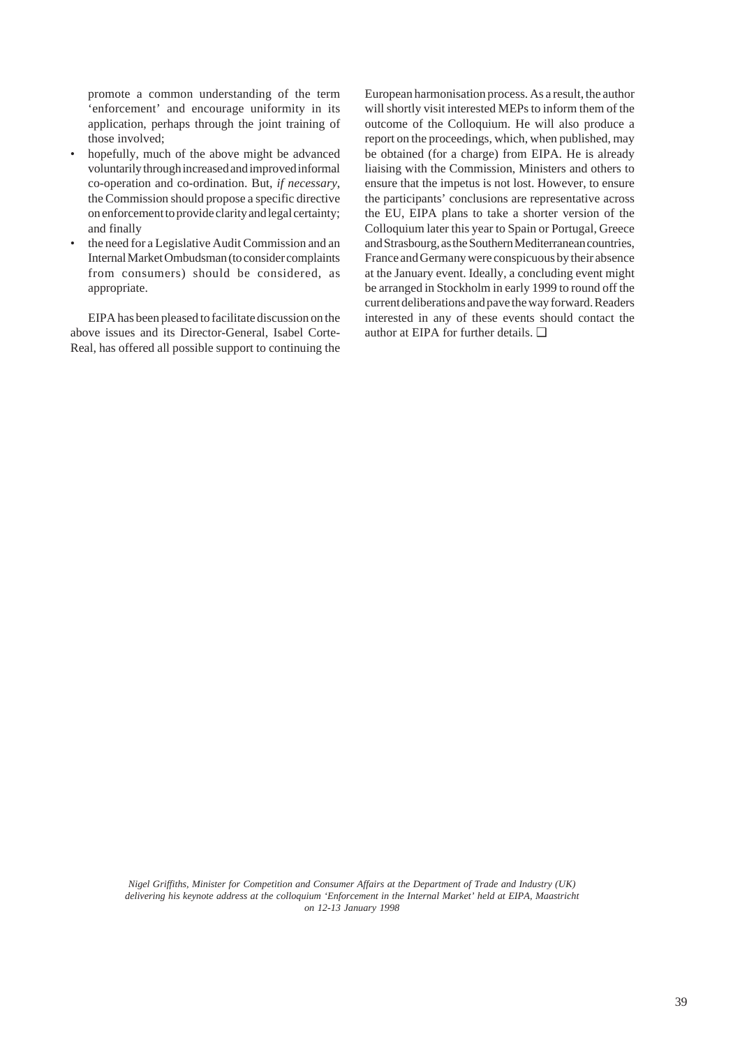promote a common understanding of the term 'enforcement' and encourage uniformity in its application, perhaps through the joint training of those involved;

- hopefully, much of the above might be advanced voluntarily through increased and improved informal co-operation and co-ordination. But, *if necessary*, the Commission should propose a specific directive on enforcement to provide clarity and legal certainty; and finally
- the need for a Legislative Audit Commission and an Internal Market Ombudsman (to consider complaints from consumers) should be considered, as appropriate.

EIPA has been pleased to facilitate discussion on the above issues and its Director-General, Isabel Corte-Real, has offered all possible support to continuing the European harmonisation process. As a result, the author will shortly visit interested MEPs to inform them of the outcome of the Colloquium. He will also produce a report on the proceedings, which, when published, may be obtained (for a charge) from EIPA. He is already liaising with the Commission, Ministers and others to ensure that the impetus is not lost. However, to ensure the participants' conclusions are representative across the EU, EIPA plans to take a shorter version of the Colloquium later this year to Spain or Portugal, Greece and Strasbourg, as the Southern Mediterranean countries, France and Germany were conspicuous by their absence at the January event. Ideally, a concluding event might be arranged in Stockholm in early 1999 to round off the current deliberations and pave the way forward. Readers interested in any of these events should contact the author at EIPA for further details. ❑

*Nigel Griffiths, Minister for Competition and Consumer Affairs at the Department of Trade and Industry (UK) delivering his keynote address at the colloquium 'Enforcement in the Internal Market' held at EIPA, Maastricht on 12-13 January 1998*